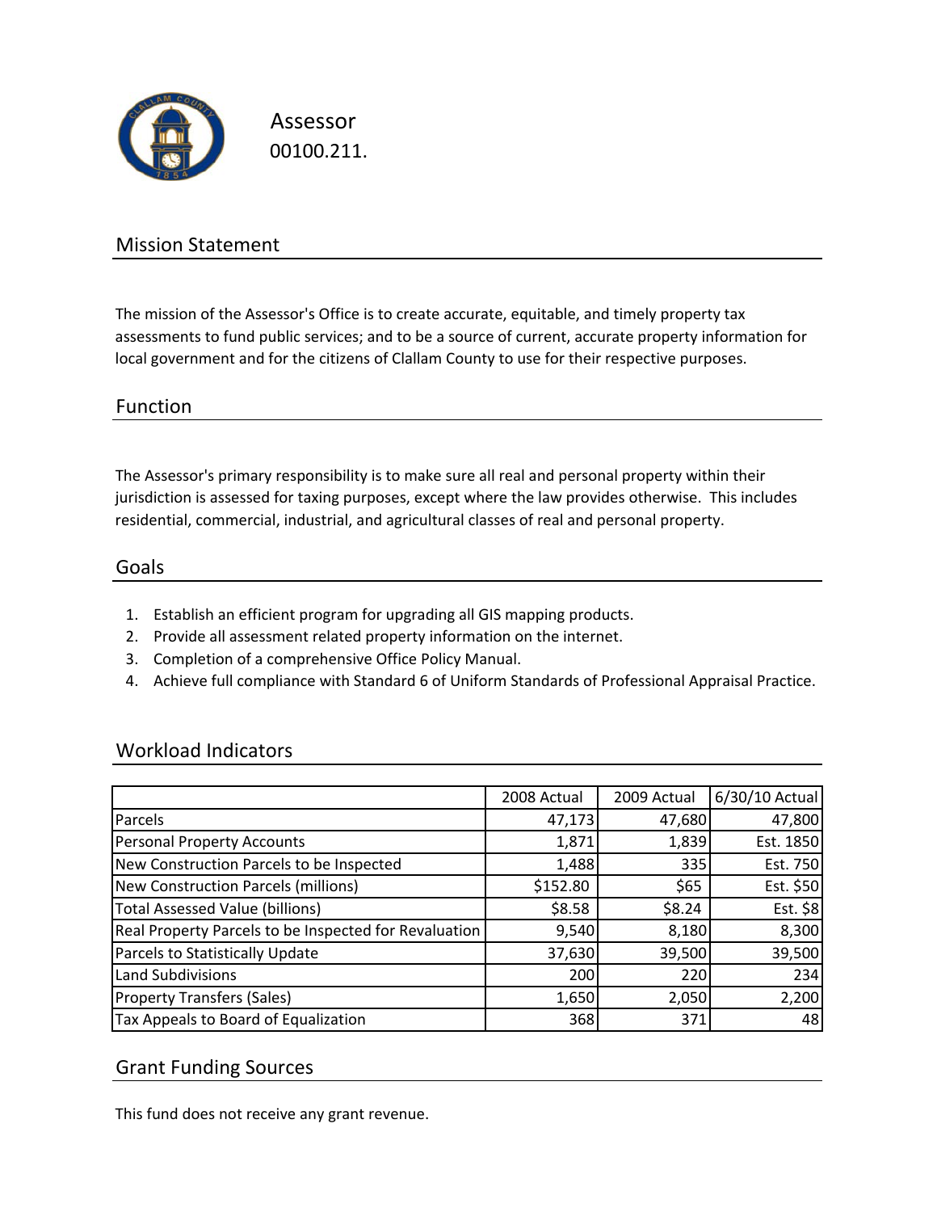# Assessor

00100.211.

## Mission Statement

The mission of the Assessor's Office is to create accurate, equitable, and timely property tax assessments to fund public services; and to be a source of current, accurate property information for local government and for the citizens of Clallam County to use for their respective purposes.

## Function

The Assessor's primary responsibility is to make sure all real and personal property within their jurisdiction is assessed for taxing purposes, except where the law provides otherwise. This includes residential, commercial, industrial, and agricultural classes of real and personal property.

## Goals

1. Establish an efficient program for upgrading all GIS mapping products.
2. Provide all assessment related property information on the internet.
3. Completion of a comprehensive Office Policy Manual.
4. Achieve full compliance with Standard 6 of Uniform Standards of Professional Appraisal Practice.

## Workload Indicators

| | 2008 Actual | 2009 Actual | 6/30/10 Actual |
|---|---|---|---|
| Parcels | 47,173 | 47,680 | 47,800 |
| Personal Property Accounts | 1,871 | 1,839 | Est. 1850 |
| New Construction Parcels to be Inspected | 1,488 | 335 | Est. 750 |
| New Construction Parcels (millions) | $152.80 | $65 | Est. $50 |
| Total Assessed Value (billions) | $8.58 | $8.24 | Est. $8 |
| Real Property Parcels to be Inspected for Revaluation | 9,540 | 8,180 | 8,300 |
| Parcels to Statistically Update | 37,630 | 39,500 | 39,500 |
| Land Subdivisions | 200 | 220 | 234 |
| Property Transfers (Sales) | 1,650 | 2,050 | 2,200 |
| Tax Appeals to Board of Equalization | 368 | 371 | 48 |

## Grant Funding Sources

This fund does not receive any grant revenue.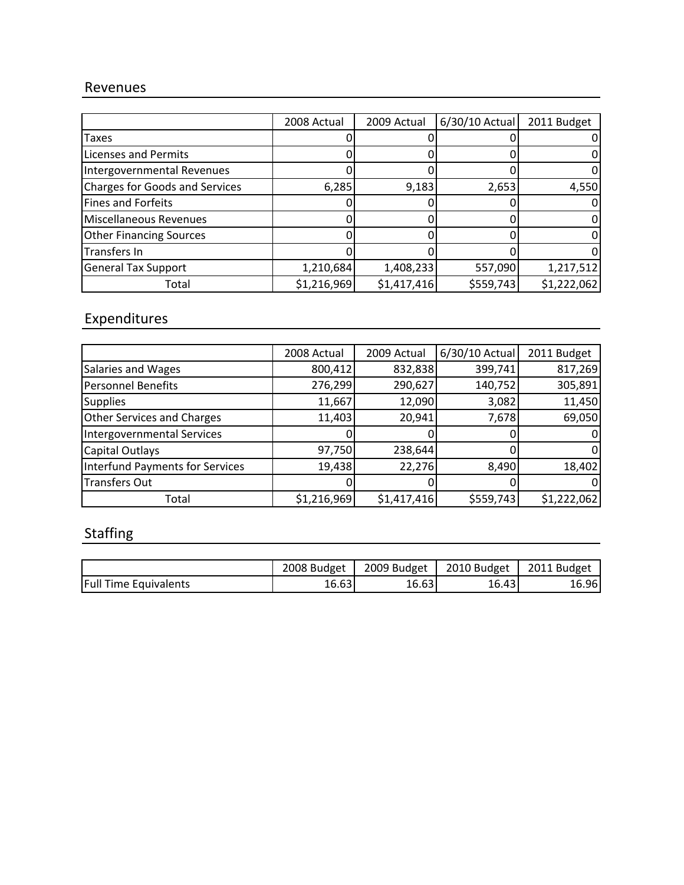## Revenues

| | 2008 Actual | 2009 Actual | 6/30/10 Actual | 2011 Budget |
|---|---|---|---|---|
| Taxes | 0 | 0 | 0 | 0 |
| Licenses and Permits | 0 | 0 | 0 | 0 |
| Intergovernmental Revenues | 0 | 0 | 0 | 0 |
| Charges for Goods and Services | 6,285 | 9,183 | 2,653 | 4,550 |
| Fines and Forfeits | 0 | 0 | 0 | 0 |
| Miscellaneous Revenues | 0 | 0 | 0 | 0 |
| Other Financing Sources | 0 | 0 | 0 | 0 |
| Transfers In | 0 | 0 | 0 | 0 |
| General Tax Support | 1,210,684 | 1,408,233 | 557,090 | 1,217,512 |
| Total | $1,216,969 | $1,417,416 | $559,743 | $1,222,062 |

## Expenditures

| | 2008 Actual | 2009 Actual | 6/30/10 Actual | 2011 Budget |
|---|---|---|---|---|
| Salaries and Wages | 800,412 | 832,838 | 399,741 | 817,269 |
| Personnel Benefits | 276,299 | 290,627 | 140,752 | 305,891 |
| Supplies | 11,667 | 12,090 | 3,082 | 11,450 |
| Other Services and Charges | 11,403 | 20,941 | 7,678 | 69,050 |
| Intergovernmental Services | 0 | 0 | 0 | 0 |
| Capital Outlays | 97,750 | 238,644 | 0 | 0 |
| Interfund Payments for Services | 19,438 | 22,276 | 8,490 | 18,402 |
| Transfers Out | 0 | 0 | 0 | 0 |
| Total | $1,216,969 | $1,417,416 | $559,743 | $1,222,062 |

## Staffing

| | 2008 Budget | 2009 Budget | 2010 Budget | 2011 Budget |
|---|---|---|---|---|
| Full Time Equivalents | 16.63 | 16.63 | 16.43 | 16.96 |